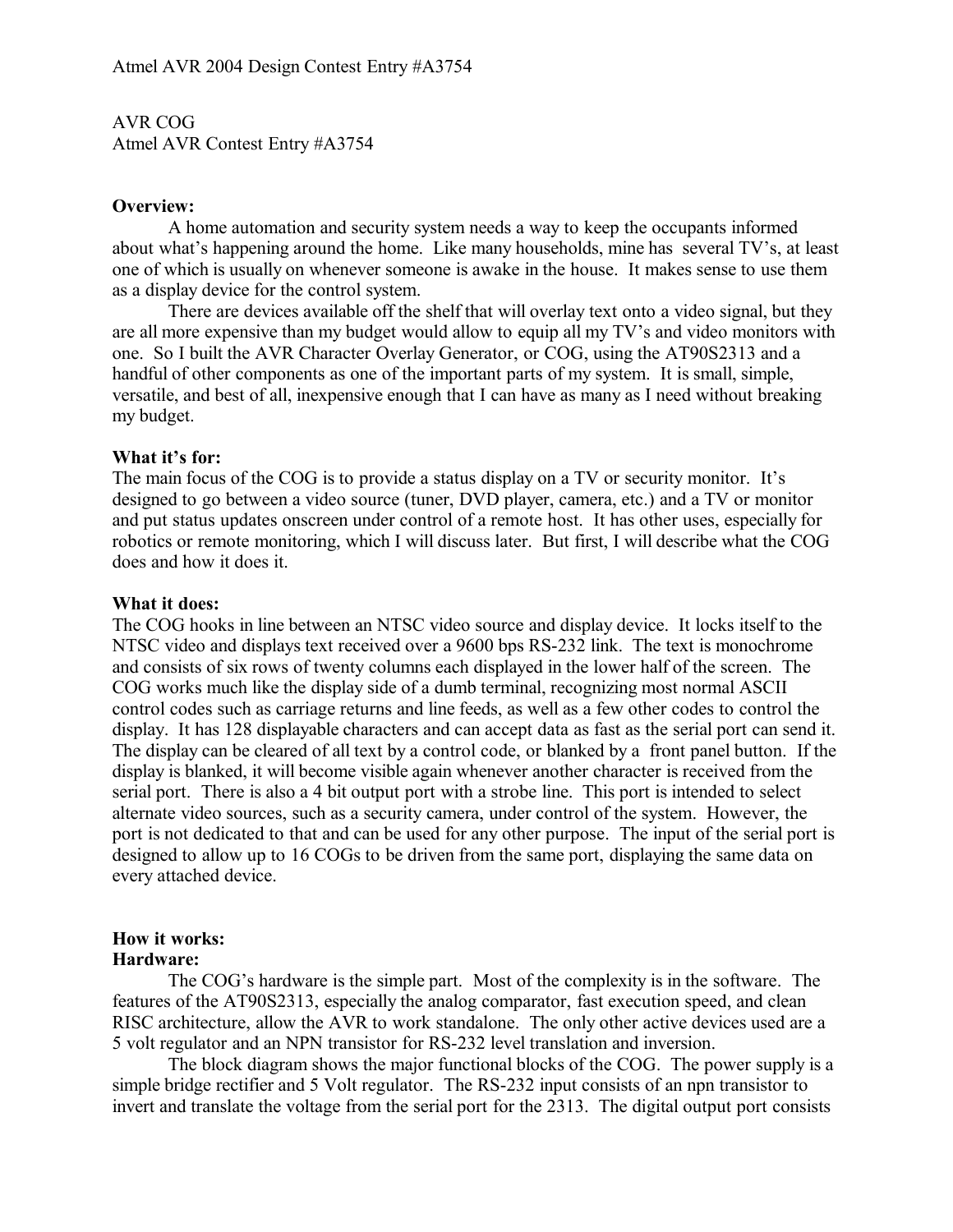AVR COG
Atmel AVR Contest Entry #A3754

**Overview:**

A home automation and security system needs a way to keep the occupants informed about what's happening around the home. Like many households, mine has several TV's, at least one of which is usually on whenever someone is awake in the house. It makes sense to use them as a display device for the control system.

There are devices available off the shelf that will overlay text onto a video signal, but they are all more expensive than my budget would allow to equip all my TV's and video monitors with one. So I built the AVR Character Overlay Generator, or COG, using the AT90S2313 and a handful of other components as one of the important parts of my system. It is small, simple, versatile, and best of all, inexpensive enough that I can have as many as I need without breaking my budget.

**What it's for:**

The main focus of the COG is to provide a status display on a TV or security monitor. It's designed to go between a video source (tuner, DVD player, camera, etc.) and a TV or monitor and put status updates onscreen under control of a remote host. It has other uses, especially for robotics or remote monitoring, which I will discuss later. But first, I will describe what the COG does and how it does it.

**What it does:**

The COG hooks in line between an NTSC video source and display device. It locks itself to the NTSC video and displays text received over a 9600 bps RS-232 link. The text is monochrome and consists of six rows of twenty columns each displayed in the lower half of the screen. The COG works much like the display side of a dumb terminal, recognizing most normal ASCII control codes such as carriage returns and line feeds, as well as a few other codes to control the display. It has 128 displayable characters and can accept data as fast as the serial port can send it. The display can be cleared of all text by a control code, or blanked by a front panel button. If the display is blanked, it will become visible again whenever another character is received from the serial port. There is also a 4 bit output port with a strobe line. This port is intended to select alternate video sources, such as a security camera, under control of the system. However, the port is not dedicated to that and can be used for any other purpose. The input of the serial port is designed to allow up to 16 COGs to be driven from the same port, displaying the same data on every attached device.

**How it works:**

**Hardware:**

The COG's hardware is the simple part. Most of the complexity is in the software. The features of the AT90S2313, especially the analog comparator, fast execution speed, and clean RISC architecture, allow the AVR to work standalone. The only other active devices used are a 5 volt regulator and an NPN transistor for RS-232 level translation and inversion.

The block diagram shows the major functional blocks of the COG. The power supply is a simple bridge rectifier and 5 Volt regulator. The RS-232 input consists of an npn transistor to invert and translate the voltage from the serial port for the 2313. The digital output port consists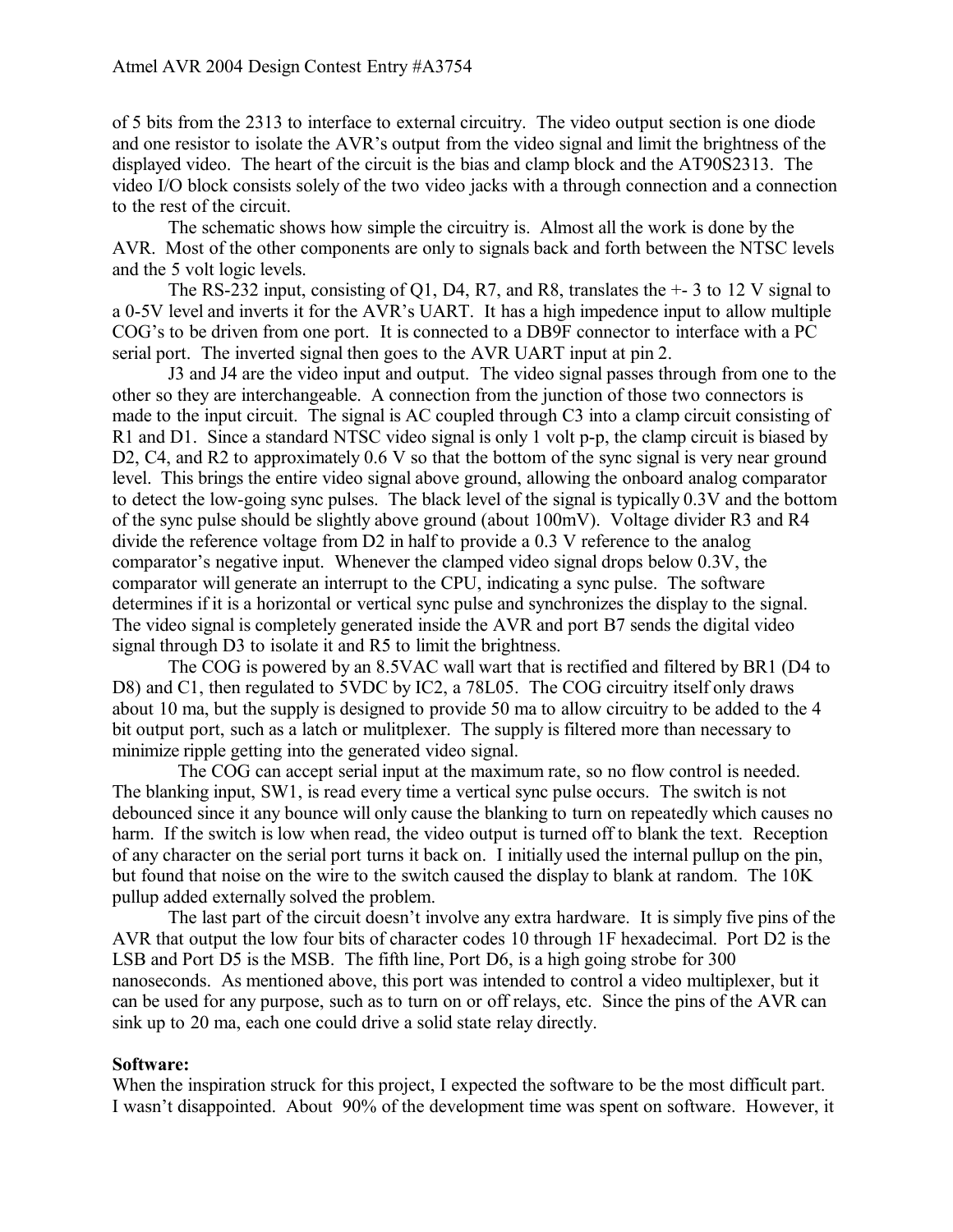of 5 bits from the 2313 to interface to external circuitry. The video output section is one diode and one resistor to isolate the AVR's output from the video signal and limit the brightness of the displayed video. The heart of the circuit is the bias and clamp block and the AT90S2313. The video I/O block consists solely of the two video jacks with a through connection and a connection to the rest of the circuit.

The schematic shows how simple the circuitry is. Almost all the work is done by the AVR. Most of the other components are only to signals back and forth between the NTSC levels and the 5 volt logic levels.

The RS-232 input, consisting of Q1, D4, R7, and R8, translates the +- 3 to 12 V signal to a 0-5V level and inverts it for the AVR's UART. It has a high impedence input to allow multiple COG's to be driven from one port. It is connected to a DB9F connector to interface with a PC serial port. The inverted signal then goes to the AVR UART input at pin 2.

J3 and J4 are the video input and output. The video signal passes through from one to the other so they are interchangeable. A connection from the junction of those two connectors is made to the input circuit. The signal is AC coupled through C3 into a clamp circuit consisting of R1 and D1. Since a standard NTSC video signal is only 1 volt p-p, the clamp circuit is biased by D2, C4, and R2 to approximately 0.6 V so that the bottom of the sync signal is very near ground level. This brings the entire video signal above ground, allowing the onboard analog comparator to detect the low-going sync pulses. The black level of the signal is typically 0.3V and the bottom of the sync pulse should be slightly above ground (about 100mV). Voltage divider R3 and R4 divide the reference voltage from D2 in half to provide a 0.3 V reference to the analog comparator's negative input. Whenever the clamped video signal drops below 0.3V, the comparator will generate an interrupt to the CPU, indicating a sync pulse. The software determines if it is a horizontal or vertical sync pulse and synchronizes the display to the signal. The video signal is completely generated inside the AVR and port B7 sends the digital video signal through D3 to isolate it and R5 to limit the brightness.

The COG is powered by an 8.5VAC wall wart that is rectified and filtered by BR1 (D4 to D8) and C1, then regulated to 5VDC by IC2, a 78L05. The COG circuitry itself only draws about 10 ma, but the supply is designed to provide 50 ma to allow circuitry to be added to the 4 bit output port, such as a latch or mulitplexer. The supply is filtered more than necessary to minimize ripple getting into the generated video signal.

The COG can accept serial input at the maximum rate, so no flow control is needed. The blanking input, SW1, is read every time a vertical sync pulse occurs. The switch is not debounced since it any bounce will only cause the blanking to turn on repeatedly which causes no harm. If the switch is low when read, the video output is turned off to blank the text. Reception of any character on the serial port turns it back on. I initially used the internal pullup on the pin, but found that noise on the wire to the switch caused the display to blank at random. The 10K pullup added externally solved the problem.

The last part of the circuit doesn't involve any extra hardware. It is simply five pins of the AVR that output the low four bits of character codes 10 through 1F hexadecimal. Port D2 is the LSB and Port D5 is the MSB. The fifth line, Port D6, is a high going strobe for 300 nanoseconds. As mentioned above, this port was intended to control a video multiplexer, but it can be used for any purpose, such as to turn on or off relays, etc. Since the pins of the AVR can sink up to 20 ma, each one could drive a solid state relay directly.

**Software:**

When the inspiration struck for this project, I expected the software to be the most difficult part. I wasn't disappointed. About 90% of the development time was spent on software. However, it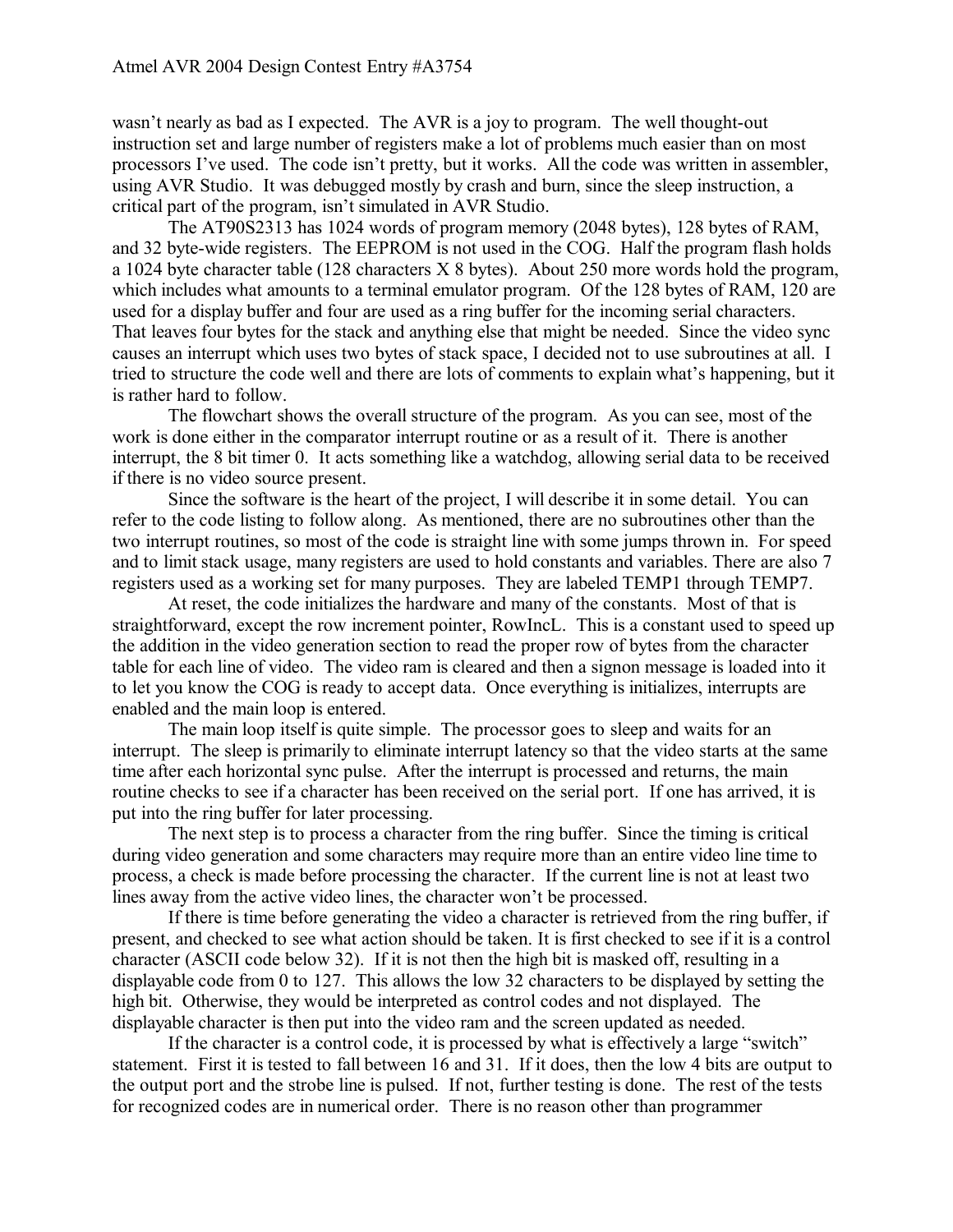wasn't nearly as bad as I expected. The AVR is a joy to program. The well thought-out instruction set and large number of registers make a lot of problems much easier than on most processors I've used. The code isn't pretty, but it works. All the code was written in assembler, using AVR Studio. It was debugged mostly by crash and burn, since the sleep instruction, a critical part of the program, isn't simulated in AVR Studio.

The AT90S2313 has 1024 words of program memory (2048 bytes), 128 bytes of RAM, and 32 byte-wide registers. The EEPROM is not used in the COG. Half the program flash holds a 1024 byte character table (128 characters X 8 bytes). About 250 more words hold the program, which includes what amounts to a terminal emulator program. Of the 128 bytes of RAM, 120 are used for a display buffer and four are used as a ring buffer for the incoming serial characters. That leaves four bytes for the stack and anything else that might be needed. Since the video sync causes an interrupt which uses two bytes of stack space, I decided not to use subroutines at all. I tried to structure the code well and there are lots of comments to explain what's happening, but it is rather hard to follow.

The flowchart shows the overall structure of the program. As you can see, most of the work is done either in the comparator interrupt routine or as a result of it. There is another interrupt, the 8 bit timer 0. It acts something like a watchdog, allowing serial data to be received if there is no video source present.

Since the software is the heart of the project, I will describe it in some detail. You can refer to the code listing to follow along. As mentioned, there are no subroutines other than the two interrupt routines, so most of the code is straight line with some jumps thrown in. For speed and to limit stack usage, many registers are used to hold constants and variables. There are also 7 registers used as a working set for many purposes. They are labeled TEMP1 through TEMP7.

At reset, the code initializes the hardware and many of the constants. Most of that is straightforward, except the row increment pointer, RowIncL. This is a constant used to speed up the addition in the video generation section to read the proper row of bytes from the character table for each line of video. The video ram is cleared and then a signon message is loaded into it to let you know the COG is ready to accept data. Once everything is initializes, interrupts are enabled and the main loop is entered.

The main loop itself is quite simple. The processor goes to sleep and waits for an interrupt. The sleep is primarily to eliminate interrupt latency so that the video starts at the same time after each horizontal sync pulse. After the interrupt is processed and returns, the main routine checks to see if a character has been received on the serial port. If one has arrived, it is put into the ring buffer for later processing.

The next step is to process a character from the ring buffer. Since the timing is critical during video generation and some characters may require more than an entire video line time to process, a check is made before processing the character. If the current line is not at least two lines away from the active video lines, the character won't be processed.

If there is time before generating the video a character is retrieved from the ring buffer, if present, and checked to see what action should be taken. It is first checked to see if it is a control character (ASCII code below 32). If it is not then the high bit is masked off, resulting in a displayable code from 0 to 127. This allows the low 32 characters to be displayed by setting the high bit. Otherwise, they would be interpreted as control codes and not displayed. The displayable character is then put into the video ram and the screen updated as needed.

If the character is a control code, it is processed by what is effectively a large "switch" statement. First it is tested to fall between 16 and 31. If it does, then the low 4 bits are output to the output port and the strobe line is pulsed. If not, further testing is done. The rest of the tests for recognized codes are in numerical order. There is no reason other than programmer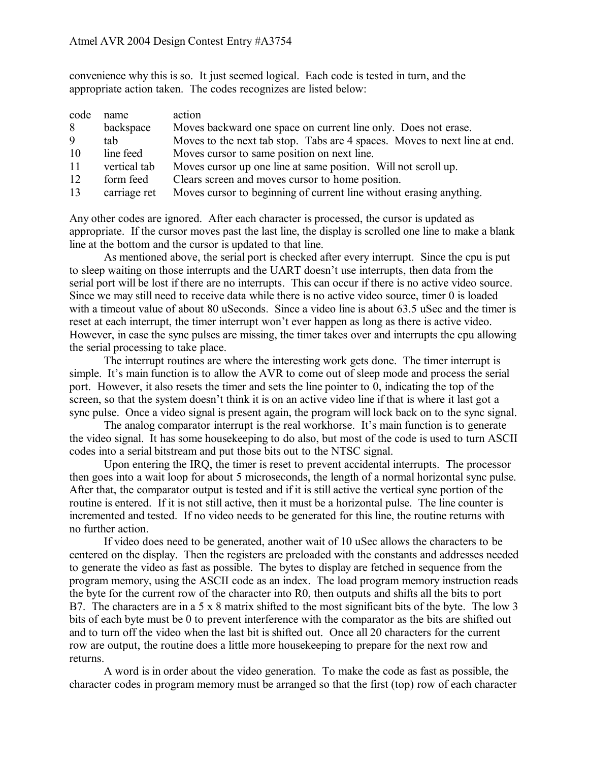convenience why this is so. It just seemed logical. Each code is tested in turn, and the appropriate action taken. The codes recognizes are listed below:

| code | name | action |
|---|---|---|
| 8 | backspace | Moves backward one space on current line only. Does not erase. |
| 9 | tab | Moves to the next tab stop. Tabs are 4 spaces. Moves to next line at end. |
| 10 | line feed | Moves cursor to same position on next line. |
| 11 | vertical tab | Moves cursor up one line at same position. Will not scroll up. |
| 12 | form feed | Clears screen and moves cursor to home position. |
| 13 | carriage ret | Moves cursor to beginning of current line without erasing anything. |

Any other codes are ignored. After each character is processed, the cursor is updated as appropriate. If the cursor moves past the last line, the display is scrolled one line to make a blank line at the bottom and the cursor is updated to that line.

As mentioned above, the serial port is checked after every interrupt. Since the cpu is put to sleep waiting on those interrupts and the UART doesn't use interrupts, then data from the serial port will be lost if there are no interrupts. This can occur if there is no active video source. Since we may still need to receive data while there is no active video source, timer 0 is loaded with a timeout value of about 80 uSeconds. Since a video line is about 63.5 uSec and the timer is reset at each interrupt, the timer interrupt won't ever happen as long as there is active video. However, in case the sync pulses are missing, the timer takes over and interrupts the cpu allowing the serial processing to take place.

The interrupt routines are where the interesting work gets done. The timer interrupt is simple. It's main function is to allow the AVR to come out of sleep mode and process the serial port. However, it also resets the timer and sets the line pointer to 0, indicating the top of the screen, so that the system doesn't think it is on an active video line if that is where it last got a sync pulse. Once a video signal is present again, the program will lock back on to the sync signal.

The analog comparator interrupt is the real workhorse. It's main function is to generate the video signal. It has some housekeeping to do also, but most of the code is used to turn ASCII codes into a serial bitstream and put those bits out to the NTSC signal.

Upon entering the IRQ, the timer is reset to prevent accidental interrupts. The processor then goes into a wait loop for about 5 microseconds, the length of a normal horizontal sync pulse. After that, the comparator output is tested and if it is still active the vertical sync portion of the routine is entered. If it is not still active, then it must be a horizontal pulse. The line counter is incremented and tested. If no video needs to be generated for this line, the routine returns with no further action.

If video does need to be generated, another wait of 10 uSec allows the characters to be centered on the display. Then the registers are preloaded with the constants and addresses needed to generate the video as fast as possible. The bytes to display are fetched in sequence from the program memory, using the ASCII code as an index. The load program memory instruction reads the byte for the current row of the character into R0, then outputs and shifts all the bits to port B7. The characters are in a 5 x 8 matrix shifted to the most significant bits of the byte. The low 3 bits of each byte must be 0 to prevent interference with the comparator as the bits are shifted out and to turn off the video when the last bit is shifted out. Once all 20 characters for the current row are output, the routine does a little more housekeeping to prepare for the next row and returns.

A word is in order about the video generation. To make the code as fast as possible, the character codes in program memory must be arranged so that the first (top) row of each character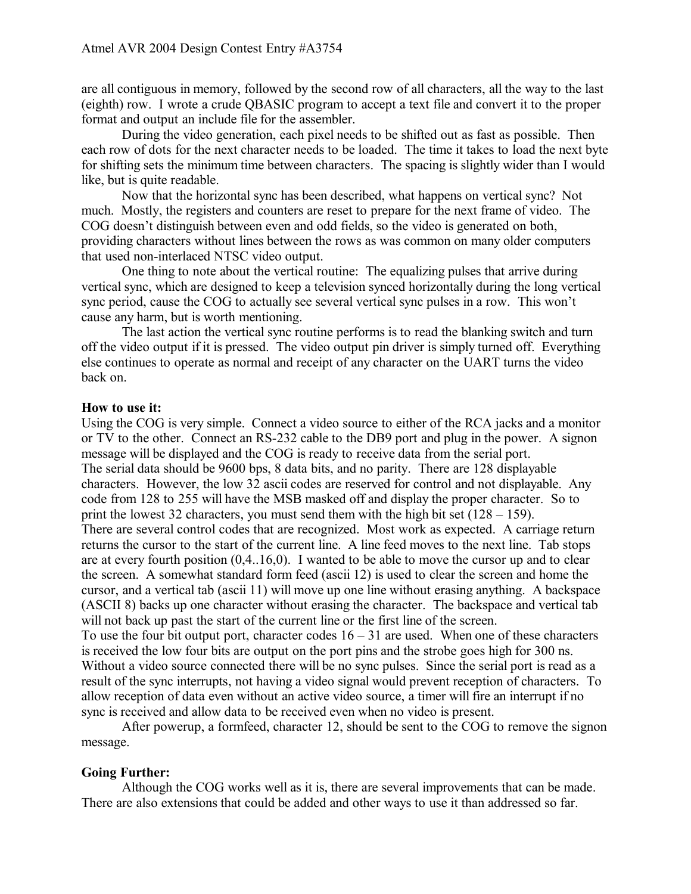are all contiguous in memory, followed by the second row of all characters, all the way to the last (eighth) row. I wrote a crude QBASIC program to accept a text file and convert it to the proper format and output an include file for the assembler.

During the video generation, each pixel needs to be shifted out as fast as possible. Then each row of dots for the next character needs to be loaded. The time it takes to load the next byte for shifting sets the minimum time between characters. The spacing is slightly wider than I would like, but is quite readable.

Now that the horizontal sync has been described, what happens on vertical sync? Not much. Mostly, the registers and counters are reset to prepare for the next frame of video. The COG doesn't distinguish between even and odd fields, so the video is generated on both, providing characters without lines between the rows as was common on many older computers that used non-interlaced NTSC video output.

One thing to note about the vertical routine: The equalizing pulses that arrive during vertical sync, which are designed to keep a television synced horizontally during the long vertical sync period, cause the COG to actually see several vertical sync pulses in a row. This won't cause any harm, but is worth mentioning.

The last action the vertical sync routine performs is to read the blanking switch and turn off the video output if it is pressed. The video output pin driver is simply turned off. Everything else continues to operate as normal and receipt of any character on the UART turns the video back on.

**How to use it:**

Using the COG is very simple. Connect a video source to either of the RCA jacks and a monitor or TV to the other. Connect an RS-232 cable to the DB9 port and plug in the power. A signon message will be displayed and the COG is ready to receive data from the serial port.

The serial data should be 9600 bps, 8 data bits, and no parity. There are 128 displayable characters. However, the low 32 ascii codes are reserved for control and not displayable. Any code from 128 to 255 will have the MSB masked off and display the proper character. So to print the lowest 32 characters, you must send them with the high bit set (128 – 159).

There are several control codes that are recognized. Most work as expected. A carriage return returns the cursor to the start of the current line. A line feed moves to the next line. Tab stops are at every fourth position (0,4..16,0). I wanted to be able to move the cursor up and to clear the screen. A somewhat standard form feed (ascii 12) is used to clear the screen and home the cursor, and a vertical tab (ascii 11) will move up one line without erasing anything. A backspace (ASCII 8) backs up one character without erasing the character. The backspace and vertical tab will not back up past the start of the current line or the first line of the screen.

To use the four bit output port, character codes 16 – 31 are used. When one of these characters is received the low four bits are output on the port pins and the strobe goes high for 300 ns.

Without a video source connected there will be no sync pulses. Since the serial port is read as a result of the sync interrupts, not having a video signal would prevent reception of characters. To allow reception of data even without an active video source, a timer will fire an interrupt if no sync is received and allow data to be received even when no video is present.

After powerup, a formfeed, character 12, should be sent to the COG to remove the signon message.

**Going Further:**

Although the COG works well as it is, there are several improvements that can be made. There are also extensions that could be added and other ways to use it than addressed so far.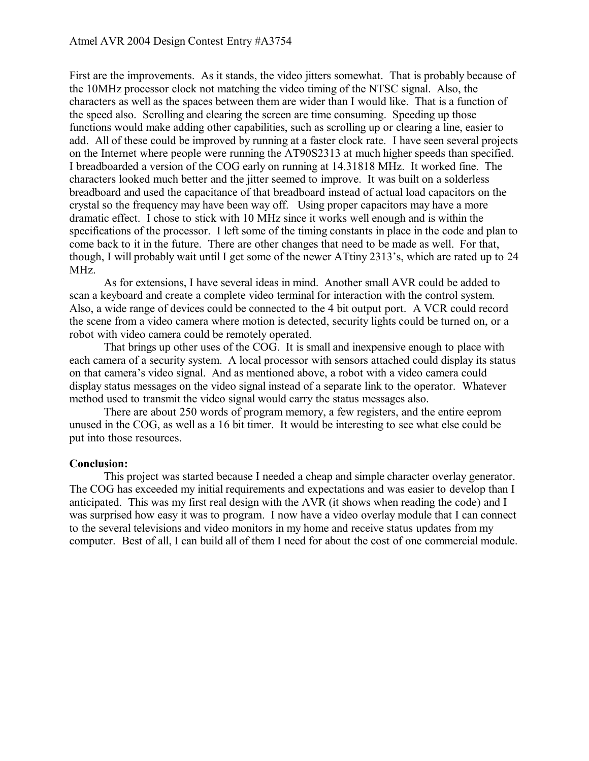First are the improvements. As it stands, the video jitters somewhat. That is probably because of the 10MHz processor clock not matching the video timing of the NTSC signal. Also, the characters as well as the spaces between them are wider than I would like. That is a function of the speed also. Scrolling and clearing the screen are time consuming. Speeding up those functions would make adding other capabilities, such as scrolling up or clearing a line, easier to add. All of these could be improved by running at a faster clock rate. I have seen several projects on the Internet where people were running the AT90S2313 at much higher speeds than specified. I breadboarded a version of the COG early on running at 14.31818 MHz. It worked fine. The characters looked much better and the jitter seemed to improve. It was built on a solderless breadboard and used the capacitance of that breadboard instead of actual load capacitors on the crystal so the frequency may have been way off. Using proper capacitors may have a more dramatic effect. I chose to stick with 10 MHz since it works well enough and is within the specifications of the processor. I left some of the timing constants in place in the code and plan to come back to it in the future. There are other changes that need to be made as well. For that, though, I will probably wait until I get some of the newer ATtiny 2313's, which are rated up to 24 MHz.

As for extensions, I have several ideas in mind. Another small AVR could be added to scan a keyboard and create a complete video terminal for interaction with the control system. Also, a wide range of devices could be connected to the 4 bit output port. A VCR could record the scene from a video camera where motion is detected, security lights could be turned on, or a robot with video camera could be remotely operated.

That brings up other uses of the COG. It is small and inexpensive enough to place with each camera of a security system. A local processor with sensors attached could display its status on that camera's video signal. And as mentioned above, a robot with a video camera could display status messages on the video signal instead of a separate link to the operator. Whatever method used to transmit the video signal would carry the status messages also.

There are about 250 words of program memory, a few registers, and the entire eeprom unused in the COG, as well as a 16 bit timer. It would be interesting to see what else could be put into those resources.

**Conclusion:**

This project was started because I needed a cheap and simple character overlay generator. The COG has exceeded my initial requirements and expectations and was easier to develop than I anticipated. This was my first real design with the AVR (it shows when reading the code) and I was surprised how easy it was to program. I now have a video overlay module that I can connect to the several televisions and video monitors in my home and receive status updates from my computer. Best of all, I can build all of them I need for about the cost of one commercial module.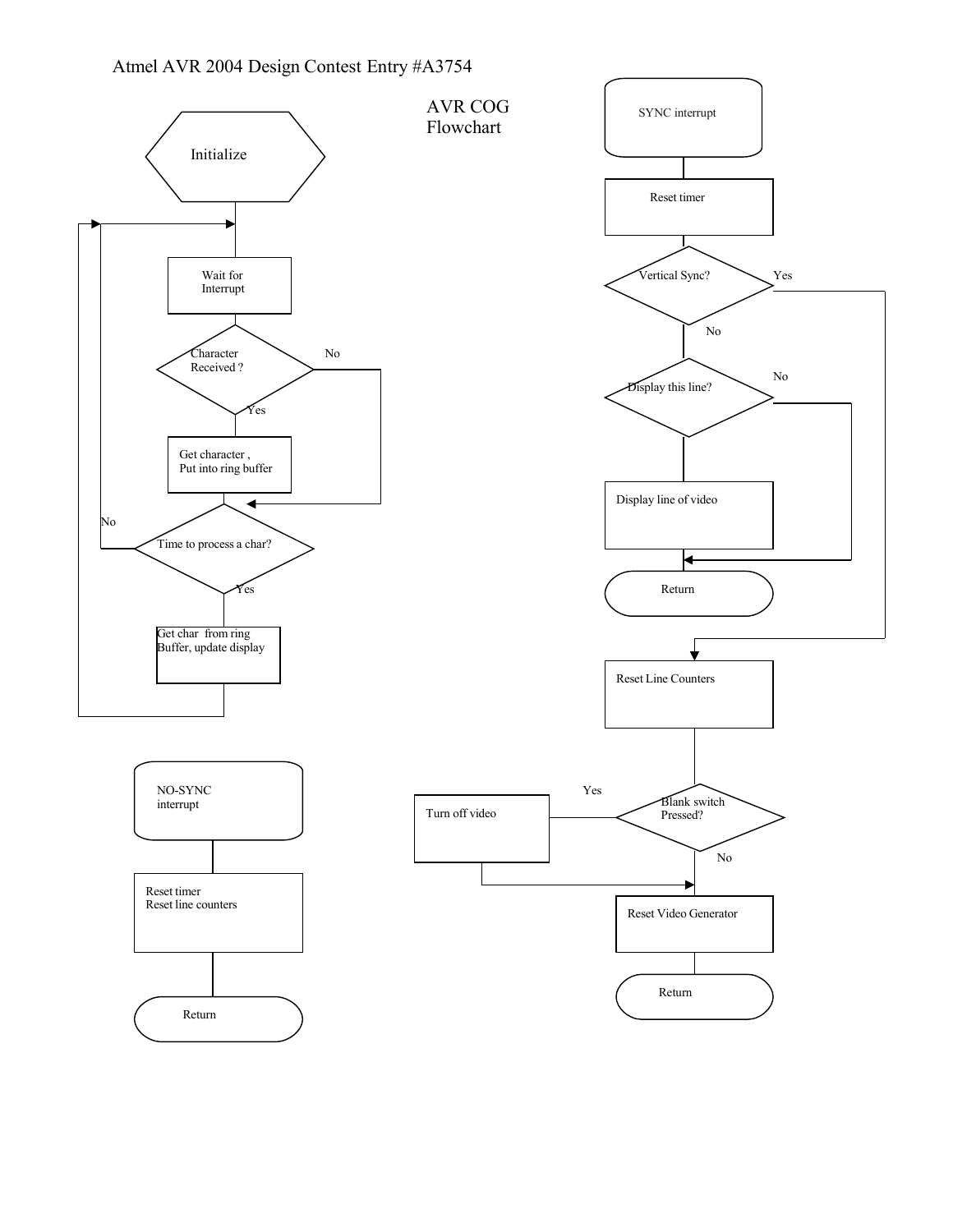Atmel AVR 2004 Design Contest Entry #A3754

AVR COG
Flowchart

Initialize

Wait for
Interrupt

Character
Received ?

No

Yes

Get character ,
Put into ring buffer

No

Time to process a char?

Yes

Get char from ring
Buffer, update display

NO-SYNC
interrupt

Reset timer
Reset line counters

Return

SYNC interrupt

Reset timer

Vertical Sync?

Yes

No

Display this line?

No

Display line of video

Return

Reset Line Counters

Yes

Turn off video

Blank switch
Pressed?

No

Reset Video Generator

Return